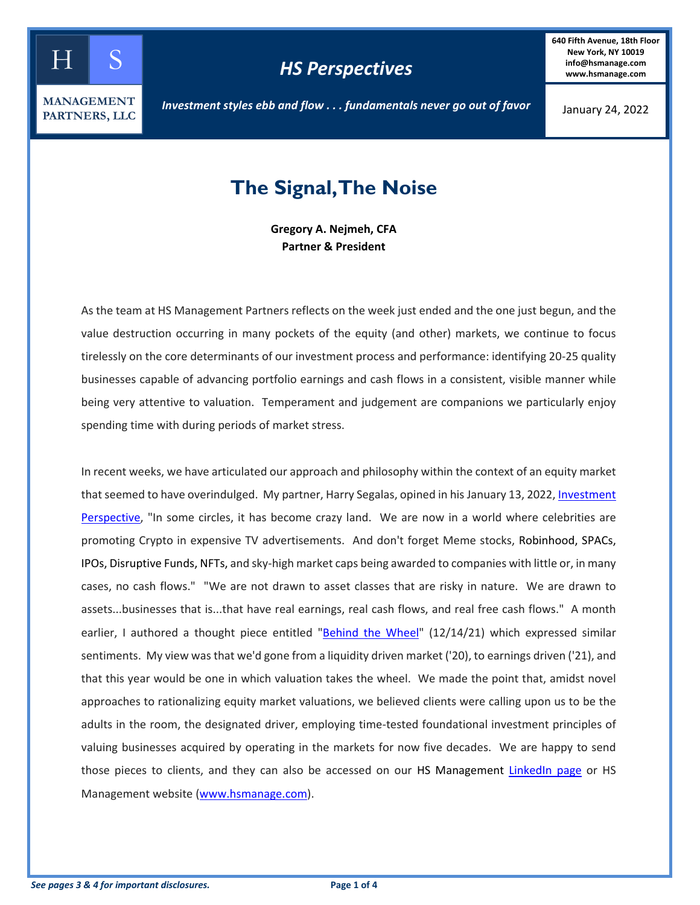HS MANAGEMENT PARTNERS, LLC

# HS Perspectives

*Investment styles ebb and flow . . . fundamentals never go out of favor*

**640 Fifth Avenue, 18th Floor**
**New York, NY 10019**
**info@hsmanage.com**
**www.hsmanage.com**

January 24, 2022

## The Signal, The Noise

**Gregory A. Nejmeh, CFA**
**Partner & President**

As the team at HS Management Partners reflects on the week just ended and the one just begun, and the value destruction occurring in many pockets of the equity (and other) markets, we continue to focus tirelessly on the core determinants of our investment process and performance: identifying 20-25 quality businesses capable of advancing portfolio earnings and cash flows in a consistent, visible manner while being very attentive to valuation. Temperament and judgement are companions we particularly enjoy spending time with during periods of market stress.

In recent weeks, we have articulated our approach and philosophy within the context of an equity market that seemed to have overindulged. My partner, Harry Segalas, opined in his January 13, 2022, Investment Perspective, "In some circles, it has become crazy land. We are now in a world where celebrities are promoting Crypto in expensive TV advertisements. And don't forget Meme stocks, Robinhood, SPACs, IPOs, Disruptive Funds, NFTs, and sky-high market caps being awarded to companies with little or, in many cases, no cash flows." "We are not drawn to asset classes that are risky in nature. We are drawn to assets...businesses that is...that have real earnings, real cash flows, and real free cash flows." A month earlier, I authored a thought piece entitled "Behind the Wheel" (12/14/21) which expressed similar sentiments. My view was that we'd gone from a liquidity driven market ('20), to earnings driven ('21), and that this year would be one in which valuation takes the wheel. We made the point that, amidst novel approaches to rationalizing equity market valuations, we believed clients were calling upon us to be the adults in the room, the designated driver, employing time-tested foundational investment principles of valuing businesses acquired by operating in the markets for now five decades. We are happy to send those pieces to clients, and they can also be accessed on our HS Management LinkedIn page or HS Management website (www.hsmanage.com).

*See pages 3 & 4 for important disclosures.*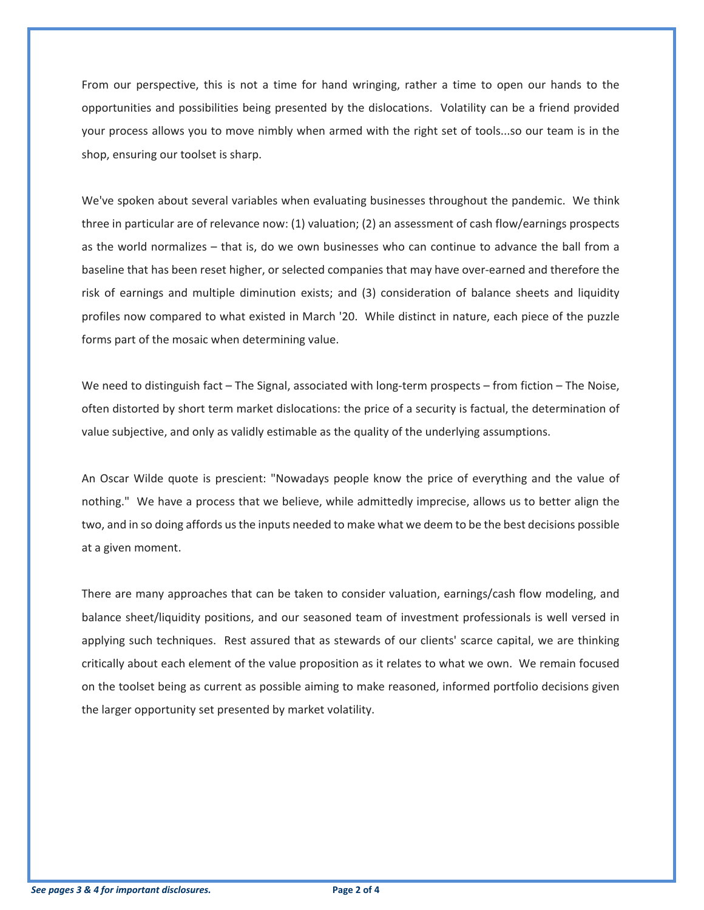From our perspective, this is not a time for hand wringing, rather a time to open our hands to the opportunities and possibilities being presented by the dislocations. Volatility can be a friend provided your process allows you to move nimbly when armed with the right set of tools...so our team is in the shop, ensuring our toolset is sharp.

We've spoken about several variables when evaluating businesses throughout the pandemic. We think three in particular are of relevance now: (1) valuation; (2) an assessment of cash flow/earnings prospects as the world normalizes – that is, do we own businesses who can continue to advance the ball from a baseline that has been reset higher, or selected companies that may have over-earned and therefore the risk of earnings and multiple diminution exists; and (3) consideration of balance sheets and liquidity profiles now compared to what existed in March '20. While distinct in nature, each piece of the puzzle forms part of the mosaic when determining value.

We need to distinguish fact – The Signal, associated with long-term prospects – from fiction – The Noise, often distorted by short term market dislocations: the price of a security is factual, the determination of value subjective, and only as validly estimable as the quality of the underlying assumptions.

An Oscar Wilde quote is prescient: "Nowadays people know the price of everything and the value of nothing." We have a process that we believe, while admittedly imprecise, allows us to better align the two, and in so doing affords us the inputs needed to make what we deem to be the best decisions possible at a given moment.

There are many approaches that can be taken to consider valuation, earnings/cash flow modeling, and balance sheet/liquidity positions, and our seasoned team of investment professionals is well versed in applying such techniques. Rest assured that as stewards of our clients' scarce capital, we are thinking critically about each element of the value proposition as it relates to what we own. We remain focused on the toolset being as current as possible aiming to make reasoned, informed portfolio decisions given the larger opportunity set presented by market volatility.

***See pages 3 & 4 for important disclosures.***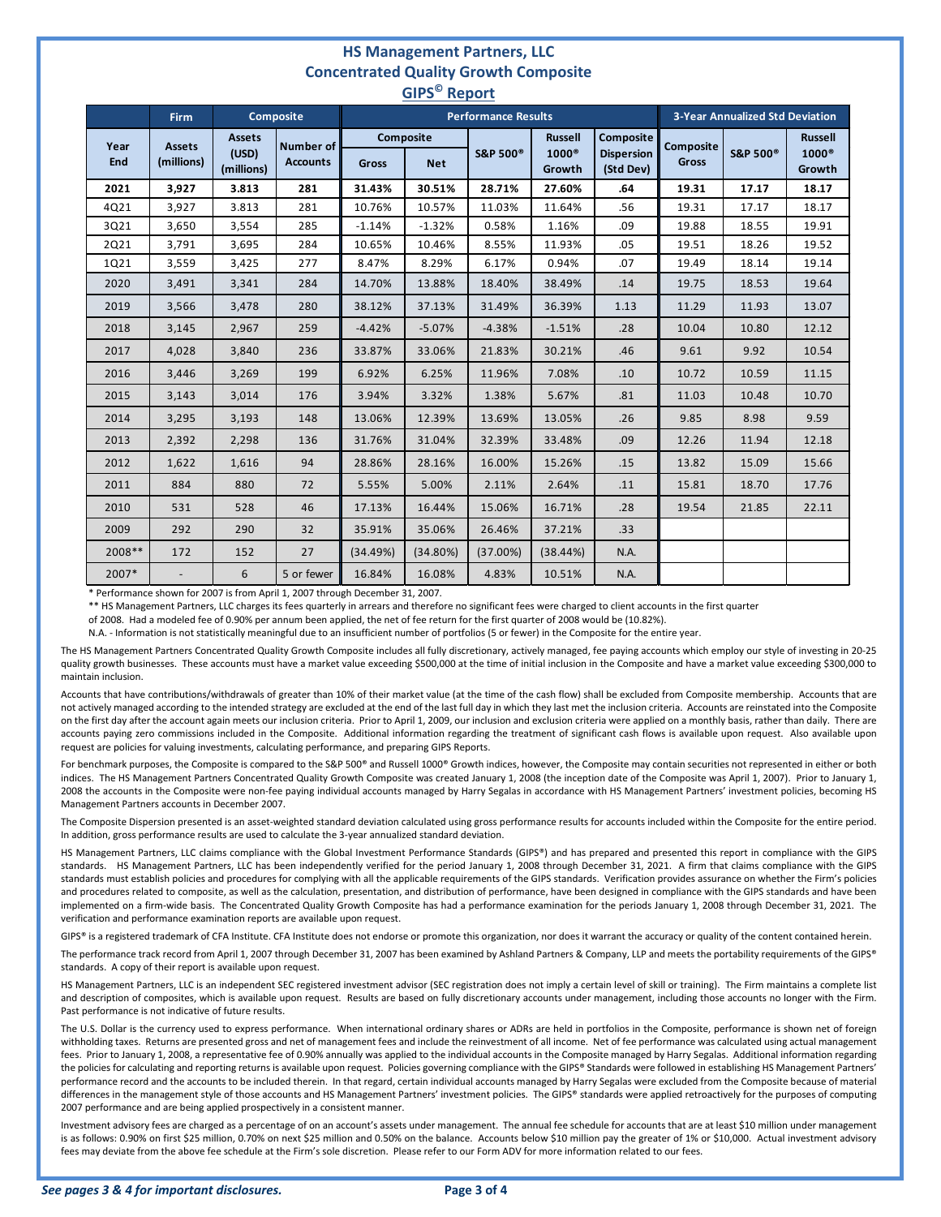# HS Management Partners, LLC
## Concentrated Quality Growth Composite
### GIPS© Report

| | Firm | Composite | | Performance Results | | | | | 3-Year Annualized Std Deviation | | |
|---|---|---|---|---|---|---|---|---|---|---|---|
| Year End | Assets (millions) | Assets (USD) (millions) | Number of Accounts | Composite Gross | Composite Net | S&P 500® | Russell 1000® Growth | Composite Dispersion (Std Dev) | Composite Gross | S&P 500® | Russell 1000® Growth |
| **2021** | **3,927** | **3.813** | **281** | **31.43%** | **30.51%** | **28.71%** | **27.60%** | **.64** | **19.31** | **17.17** | **18.17** |
| 4Q21 | 3,927 | 3.813 | 281 | 10.76% | 10.57% | 11.03% | 11.64% | .56 | 19.31 | 17.17 | 18.17 |
| 3Q21 | 3,650 | 3,554 | 285 | -1.14% | -1.32% | 0.58% | 1.16% | .09 | 19.88 | 18.55 | 19.91 |
| 2Q21 | 3,791 | 3,695 | 284 | 10.65% | 10.46% | 8.55% | 11.93% | .05 | 19.51 | 18.26 | 19.52 |
| 1Q21 | 3,559 | 3,425 | 277 | 8.47% | 8.29% | 6.17% | 0.94% | .07 | 19.49 | 18.14 | 19.14 |
| 2020 | 3,491 | 3,341 | 284 | 14.70% | 13.88% | 18.40% | 38.49% | .14 | 19.75 | 18.53 | 19.64 |
| 2019 | 3,566 | 3,478 | 280 | 38.12% | 37.13% | 31.49% | 36.39% | 1.13 | 11.29 | 11.93 | 13.07 |
| 2018 | 3,145 | 2,967 | 259 | -4.42% | -5.07% | -4.38% | -1.51% | .28 | 10.04 | 10.80 | 12.12 |
| 2017 | 4,028 | 3,840 | 236 | 33.87% | 33.06% | 21.83% | 30.21% | .46 | 9.61 | 9.92 | 10.54 |
| 2016 | 3,446 | 3,269 | 199 | 6.92% | 6.25% | 11.96% | 7.08% | .10 | 10.72 | 10.59 | 11.15 |
| 2015 | 3,143 | 3,014 | 176 | 3.94% | 3.32% | 1.38% | 5.67% | .81 | 11.03 | 10.48 | 10.70 |
| 2014 | 3,295 | 3,193 | 148 | 13.06% | 12.39% | 13.69% | 13.05% | .26 | 9.85 | 8.98 | 9.59 |
| 2013 | 2,392 | 2,298 | 136 | 31.76% | 31.04% | 32.39% | 33.48% | .09 | 12.26 | 11.94 | 12.18 |
| 2012 | 1,622 | 1,616 | 94 | 28.86% | 28.16% | 16.00% | 15.26% | .15 | 13.82 | 15.09 | 15.66 |
| 2011 | 884 | 880 | 72 | 5.55% | 5.00% | 2.11% | 2.64% | .11 | 15.81 | 18.70 | 17.76 |
| 2010 | 531 | 528 | 46 | 17.13% | 16.44% | 15.06% | 16.71% | .28 | 19.54 | 21.85 | 22.11 |
| 2009 | 292 | 290 | 32 | 35.91% | 35.06% | 26.46% | 37.21% | .33 | | | |
| 2008** | 172 | 152 | 27 | (34.49%) | (34.80%) | (37.00%) | (38.44%) | N.A. | | | |
| 2007* | - | 6 | 5 or fewer | 16.84% | 16.08% | 4.83% | 10.51% | N.A. | | | |

\* Performance shown for 2007 is from April 1, 2007 through December 31, 2007.

** HS Management Partners, LLC charges its fees quarterly in arrears and therefore no significant fees were charged to client accounts in the first quarter of 2008. Had a modeled fee of 0.90% per annum been applied, the net of fee return for the first quarter of 2008 would be (10.82%).

N.A. - Information is not statistically meaningful due to an insufficient number of portfolios (5 or fewer) in the Composite for the entire year.

The HS Management Partners Concentrated Quality Growth Composite includes all fully discretionary, actively managed, fee paying accounts which employ our style of investing in 20-25 quality growth businesses. These accounts must have a market value exceeding $500,000 at the time of initial inclusion in the Composite and have a market value exceeding $300,000 to maintain inclusion.

Accounts that have contributions/withdrawals of greater than 10% of their market value (at the time of the cash flow) shall be excluded from Composite membership. Accounts that are not actively managed according to the intended strategy are excluded at the end of the last full day in which they last met the inclusion criteria. Accounts are reinstated into the Composite on the first day after the account again meets our inclusion criteria. Prior to April 1, 2009, our inclusion and exclusion criteria were applied on a monthly basis, rather than daily. There are accounts paying zero commissions included in the Composite. Additional information regarding the treatment of significant cash flows is available upon request. Also available upon request are policies for valuing investments, calculating performance, and preparing GIPS Reports.

For benchmark purposes, the Composite is compared to the S&P 500® and Russell 1000® Growth indices, however, the Composite may contain securities not represented in either or both indices. The HS Management Partners Concentrated Quality Growth Composite was created January 1, 2008 (the inception date of the Composite was April 1, 2007). Prior to January 1, 2008 the accounts in the Composite were non-fee paying individual accounts managed by Harry Segalas in accordance with HS Management Partners' investment policies, becoming HS Management Partners accounts in December 2007.

The Composite Dispersion presented is an asset-weighted standard deviation calculated using gross performance results for accounts included within the Composite for the entire period. In addition, gross performance results are used to calculate the 3-year annualized standard deviation.

HS Management Partners, LLC claims compliance with the Global Investment Performance Standards (GIPS®) and has prepared and presented this report in compliance with the GIPS standards. HS Management Partners, LLC has been independently verified for the period January 1, 2008 through December 31, 2021. A firm that claims compliance with the GIPS standards must establish policies and procedures for complying with all the applicable requirements of the GIPS standards. Verification provides assurance on whether the Firm's policies and procedures related to composite, as well as the calculation, presentation, and distribution of performance, have been designed in compliance with the GIPS standards and have been implemented on a firm-wide basis. The Concentrated Quality Growth Composite has had a performance examination for the periods January 1, 2008 through December 31, 2021. The verification and performance examination reports are available upon request.

GIPS® is a registered trademark of CFA Institute. CFA Institute does not endorse or promote this organization, nor does it warrant the accuracy or quality of the content contained herein.

The performance track record from April 1, 2007 through December 31, 2007 has been examined by Ashland Partners & Company, LLP and meets the portability requirements of the GIPS® standards. A copy of their report is available upon request.

HS Management Partners, LLC is an independent SEC registered investment advisor (SEC registration does not imply a certain level of skill or training). The Firm maintains a complete list and description of composites, which is available upon request. Results are based on fully discretionary accounts under management, including those accounts no longer with the Firm. Past performance is not indicative of future results.

The U.S. Dollar is the currency used to express performance. When international ordinary shares or ADRs are held in portfolios in the Composite, performance is shown net of foreign withholding taxes. Returns are presented gross and net of management fees and include the reinvestment of all income. Net of fee performance was calculated using actual management fees. Prior to January 1, 2008, a representative fee of 0.90% annually was applied to the individual accounts in the Composite managed by Harry Segalas. Additional information regarding the policies for calculating and reporting returns is available upon request. Policies governing compliance with the GIPS® Standards were followed in establishing HS Management Partners' performance record and the accounts to be included therein. In that regard, certain individual accounts managed by Harry Segalas were excluded from the Composite because of material differences in the management style of those accounts and HS Management Partners' investment policies. The GIPS® standards were applied retroactively for the purposes of computing 2007 performance and are being applied prospectively in a consistent manner.

Investment advisory fees are charged as a percentage of on an account's assets under management. The annual fee schedule for accounts that are at least $10 million under management is as follows: 0.90% on first $25 million, 0.70% on next $25 million and 0.50% on the balance. Accounts below $10 million pay the greater of 1% or $10,000. Actual investment advisory fees may deviate from the above fee schedule at the Firm's sole discretion. Please refer to our Form ADV for more information related to our fees.

*See pages 3 & 4 for important disclosures.*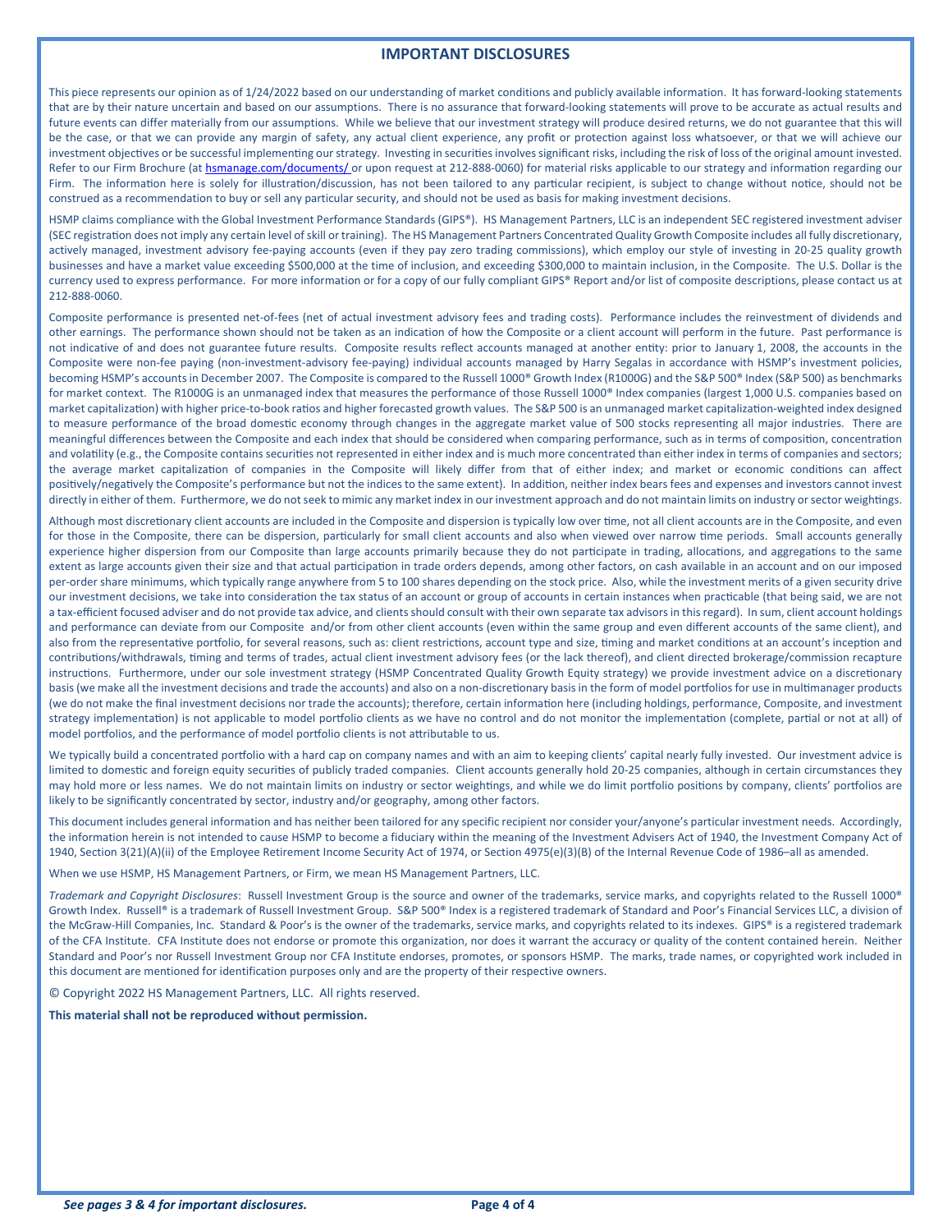## IMPORTANT DISCLOSURES

This piece represents our opinion as of 1/24/2022 based on our understanding of market conditions and publicly available information. It has forward-looking statements that are by their nature uncertain and based on our assumptions. There is no assurance that forward-looking statements will prove to be accurate as actual results and future events can differ materially from our assumptions. While we believe that our investment strategy will produce desired returns, we do not guarantee that this will be the case, or that we can provide any margin of safety, any actual client experience, any profit or protection against loss whatsoever, or that we will achieve our investment objectives or be successful implementing our strategy. Investing in securities involves significant risks, including the risk of loss of the original amount invested. Refer to our Firm Brochure (at hsmanage.com/documents/ or upon request at 212-888-0060) for material risks applicable to our strategy and information regarding our Firm. The information here is solely for illustration/discussion, has not been tailored to any particular recipient, is subject to change without notice, should not be construed as a recommendation to buy or sell any particular security, and should not be used as basis for making investment decisions.

HSMP claims compliance with the Global Investment Performance Standards (GIPS®). HS Management Partners, LLC is an independent SEC registered investment adviser (SEC registration does not imply any certain level of skill or training). The HS Management Partners Concentrated Quality Growth Composite includes all fully discretionary, actively managed, investment advisory fee-paying accounts (even if they pay zero trading commissions), which employ our style of investing in 20-25 quality growth businesses and have a market value exceeding $500,000 at the time of inclusion, and exceeding $300,000 to maintain inclusion, in the Composite. The U.S. Dollar is the currency used to express performance. For more information or for a copy of our fully compliant GIPS® Report and/or list of composite descriptions, please contact us at 212-888-0060.

Composite performance is presented net-of-fees (net of actual investment advisory fees and trading costs). Performance includes the reinvestment of dividends and other earnings. The performance shown should not be taken as an indication of how the Composite or a client account will perform in the future. Past performance is not indicative of and does not guarantee future results. Composite results reflect accounts managed at another entity: prior to January 1, 2008, the accounts in the Composite were non-fee paying (non-investment-advisory fee-paying) individual accounts managed by Harry Segalas in accordance with HSMP's investment policies, becoming HSMP's accounts in December 2007. The Composite is compared to the Russell 1000® Growth Index (R1000G) and the S&P 500® Index (S&P 500) as benchmarks for market context. The R1000G is an unmanaged index that measures the performance of those Russell 1000® Index companies (largest 1,000 U.S. companies based on market capitalization) with higher price-to-book ratios and higher forecasted growth values. The S&P 500 is an unmanaged market capitalization-weighted index designed to measure performance of the broad domestic economy through changes in the aggregate market value of 500 stocks representing all major industries. There are meaningful differences between the Composite and each index that should be considered when comparing performance, such as in terms of composition, concentration and volatility (e.g., the Composite contains securities not represented in either index and is much more concentrated than either index in terms of companies and sectors; the average market capitalization of companies in the Composite will likely differ from that of either index; and market or economic conditions can affect positively/negatively the Composite's performance but not the indices to the same extent). In addition, neither index bears fees and expenses and investors cannot invest directly in either of them. Furthermore, we do not seek to mimic any market index in our investment approach and do not maintain limits on industry or sector weightings.

Although most discretionary client accounts are included in the Composite and dispersion is typically low over time, not all client accounts are in the Composite, and even for those in the Composite, there can be dispersion, particularly for small client accounts and also when viewed over narrow time periods. Small accounts generally experience higher dispersion from our Composite than large accounts primarily because they do not participate in trading, allocations, and aggregations to the same extent as large accounts given their size and that actual participation in trade orders depends, among other factors, on cash available in an account and on our imposed per-order share minimums, which typically range anywhere from 5 to 100 shares depending on the stock price. Also, while the investment merits of a given security drive our investment decisions, we take into consideration the tax status of an account or group of accounts in certain instances when practicable (that being said, we are not a tax-efficient focused adviser and do not provide tax advice, and clients should consult with their own separate tax advisors in this regard). In sum, client account holdings and performance can deviate from our Composite and/or from other client accounts (even within the same group and even different accounts of the same client), and also from the representative portfolio, for several reasons, such as: client restrictions, account type and size, timing and market conditions at an account's inception and contributions/withdrawals, timing and terms of trades, actual client investment advisory fees (or the lack thereof), and client directed brokerage/commission recapture instructions. Furthermore, under our sole investment strategy (HSMP Concentrated Quality Growth Equity strategy) we provide investment advice on a discretionary basis (we make all the investment decisions and trade the accounts) and also on a non-discretionary basis in the form of model portfolios for use in multimanager products (we do not make the final investment decisions nor trade the accounts); therefore, certain information here (including holdings, performance, Composite, and investment strategy implementation) is not applicable to model portfolio clients as we have no control and do not monitor the implementation (complete, partial or not at all) of model portfolios, and the performance of model portfolio clients is not attributable to us.

We typically build a concentrated portfolio with a hard cap on company names and with an aim to keeping clients' capital nearly fully invested. Our investment advice is limited to domestic and foreign equity securities of publicly traded companies. Client accounts generally hold 20-25 companies, although in certain circumstances they may hold more or less names. We do not maintain limits on industry or sector weightings, and while we do limit portfolio positions by company, clients' portfolios are likely to be significantly concentrated by sector, industry and/or geography, among other factors.

This document includes general information and has neither been tailored for any specific recipient nor consider your/anyone's particular investment needs. Accordingly, the information herein is not intended to cause HSMP to become a fiduciary within the meaning of the Investment Advisers Act of 1940, the Investment Company Act of 1940, Section 3(21)(A)(ii) of the Employee Retirement Income Security Act of 1974, or Section 4975(e)(3)(B) of the Internal Revenue Code of 1986–all as amended.

When we use HSMP, HS Management Partners, or Firm, we mean HS Management Partners, LLC.

*Trademark and Copyright Disclosures*: Russell Investment Group is the source and owner of the trademarks, service marks, and copyrights related to the Russell 1000® Growth Index. Russell® is a trademark of Russell Investment Group. S&P 500® Index is a registered trademark of Standard and Poor's Financial Services LLC, a division of the McGraw-Hill Companies, Inc. Standard & Poor's is the owner of the trademarks, service marks, and copyrights related to its indexes. GIPS® is a registered trademark of the CFA Institute. CFA Institute does not endorse or promote this organization, nor does it warrant the accuracy or quality of the content contained herein. Neither Standard and Poor's nor Russell Investment Group nor CFA Institute endorses, promotes, or sponsors HSMP. The marks, trade names, or copyrighted work included in this document are mentioned for identification purposes only and are the property of their respective owners.

© Copyright 2022 HS Management Partners, LLC. All rights reserved.

**This material shall not be reproduced without permission.**

***See pages 3 & 4 for important disclosures.***